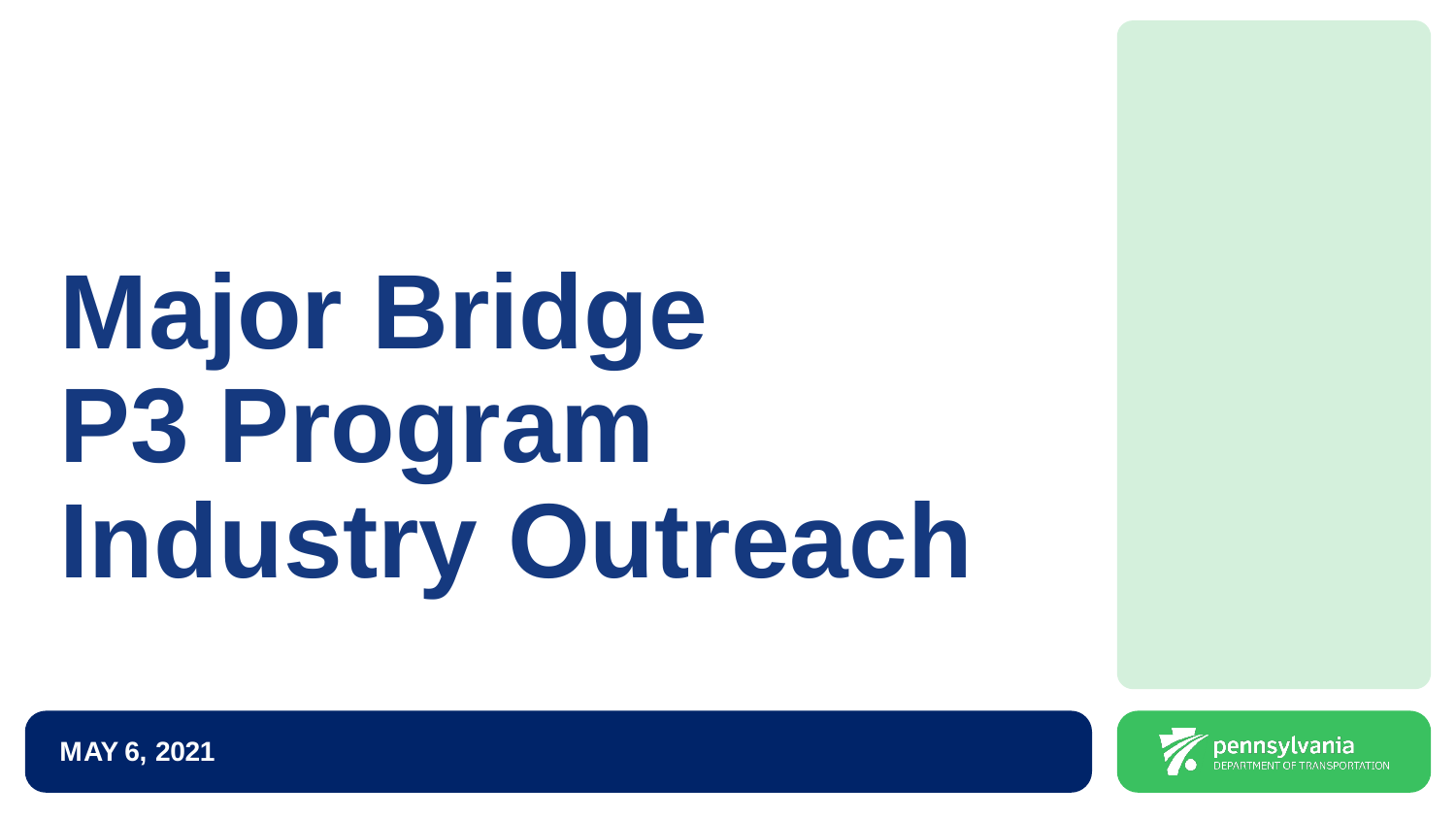# Major Bridge P3 Program Industry Outreach

**MAY 6, 2021**

pennsylvania
DEPARTMENT OF TRANSPORTATION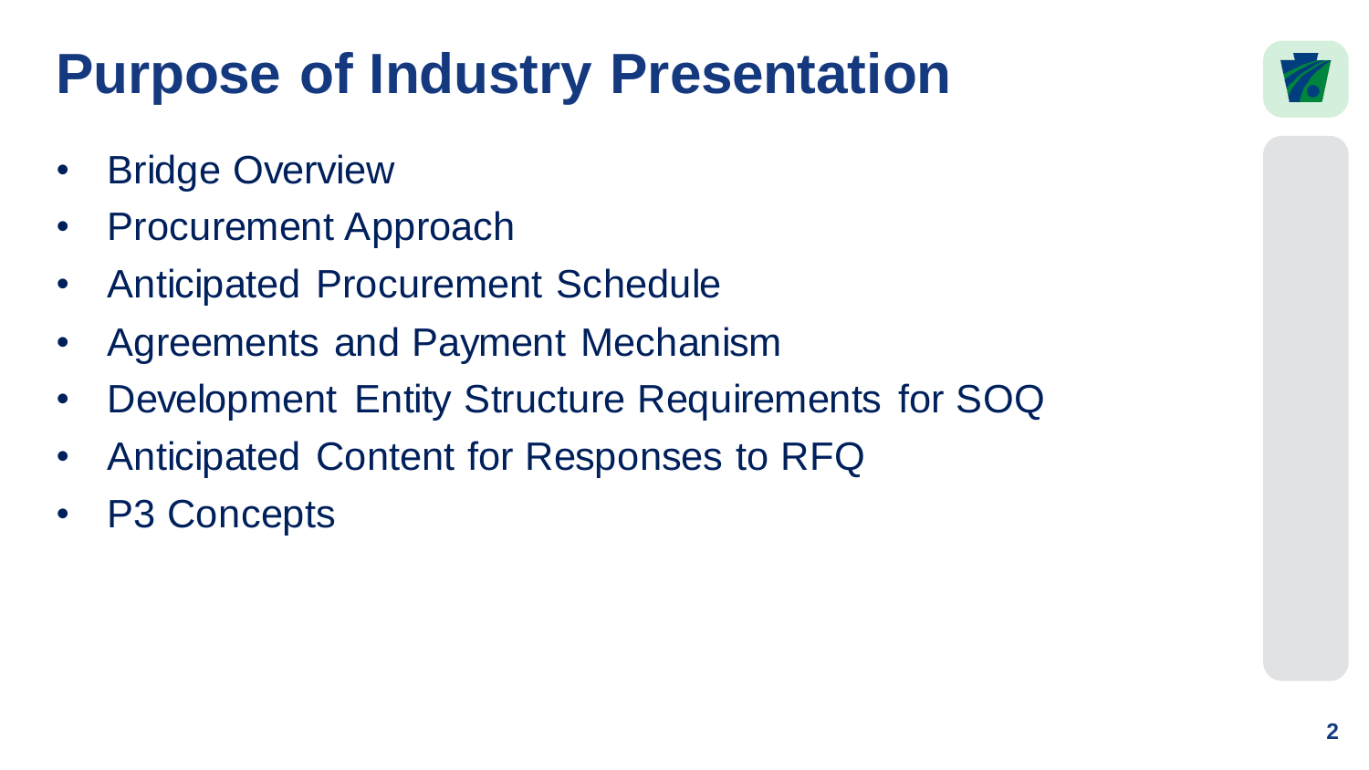# Purpose of Industry Presentation

- Bridge Overview
- Procurement Approach
- Anticipated Procurement Schedule
- Agreements and Payment Mechanism
- Development Entity Structure Requirements for SOQ
- Anticipated Content for Responses to RFQ
- P3 Concepts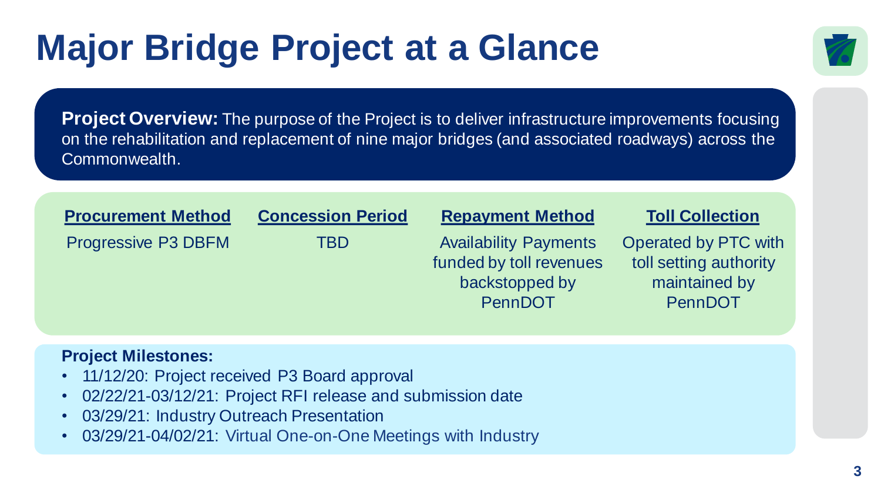# Major Bridge Project at a Glance

**Project Overview:** The purpose of the Project is to deliver infrastructure improvements focusing on the rehabilitation and replacement of nine major bridges (and associated roadways) across the Commonwealth.

| Procurement Method | Concession Period | Repayment Method | Toll Collection |
| --- | --- | --- | --- |
| Progressive P3 DBFM | TBD | Availability Payments funded by toll revenues backstopped by PennDOT | Operated by PTC with toll setting authority maintained by PennDOT |

**Project Milestones:**

- 11/12/20: Project received P3 Board approval
- 02/22/21-03/12/21: Project RFI release and submission date
- 03/29/21: Industry Outreach Presentation
- 03/29/21-04/02/21: Virtual One-on-One Meetings with Industry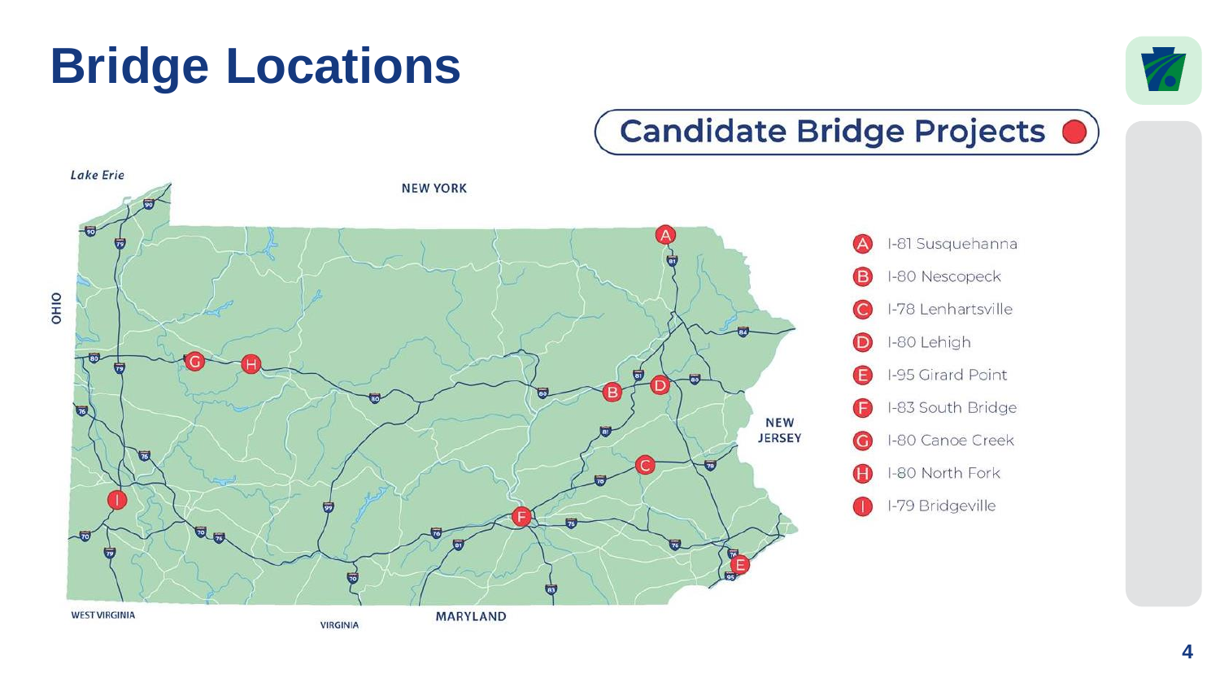# Bridge Locations

## Candidate Bridge Projects

- A I-81 Susquehanna
- B I-80 Nescopeck
- C I-78 Lenhartsville
- D I-80 Lehigh
- E I-95 Girard Point
- F I-83 South Bridge
- G I-80 Canoe Creek
- H I-80 North Fork
- I I-79 Bridgeville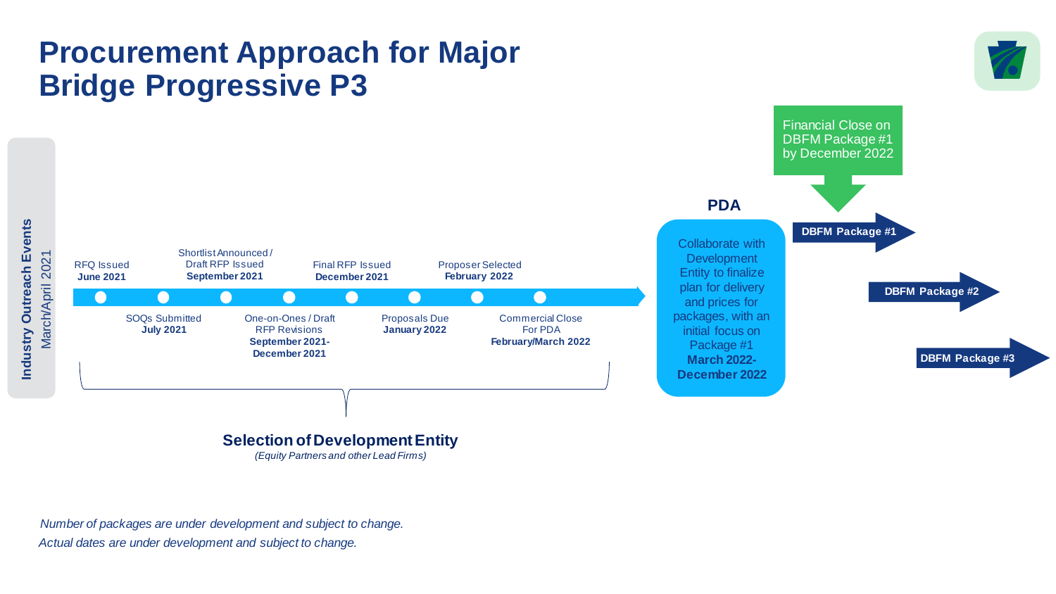# Procurement Approach for Major Bridge Progressive P3

**Industry Outreach Events**
March/April 2021

- RFQ Issued — **June 2021**
- SOQs Submitted — **July 2021**
- Shortlist Announced / Draft RFP Issued — **September 2021**
- One-on-Ones / Draft RFP Revisions — **September 2021- December 2021**
- Final RFP Issued — **December 2021**
- Proposals Due — **January 2022**
- Proposer Selected — **February 2022**
- Commercial Close For PDA — **February/March 2022**

**Selection of Development Entity**
*(Equity Partners and other Lead Firms)*

## PDA

Collaborate with Development Entity to finalize plan for delivery and prices for packages, with an initial focus on Package #1
**March 2022- December 2022**

Financial Close on DBFM Package #1 by December 2022

- **DBFM Package #1**
- **DBFM Package #2**
- **DBFM Package #3**

*Number of packages are under development and subject to change.*
*Actual dates are under development and subject to change.*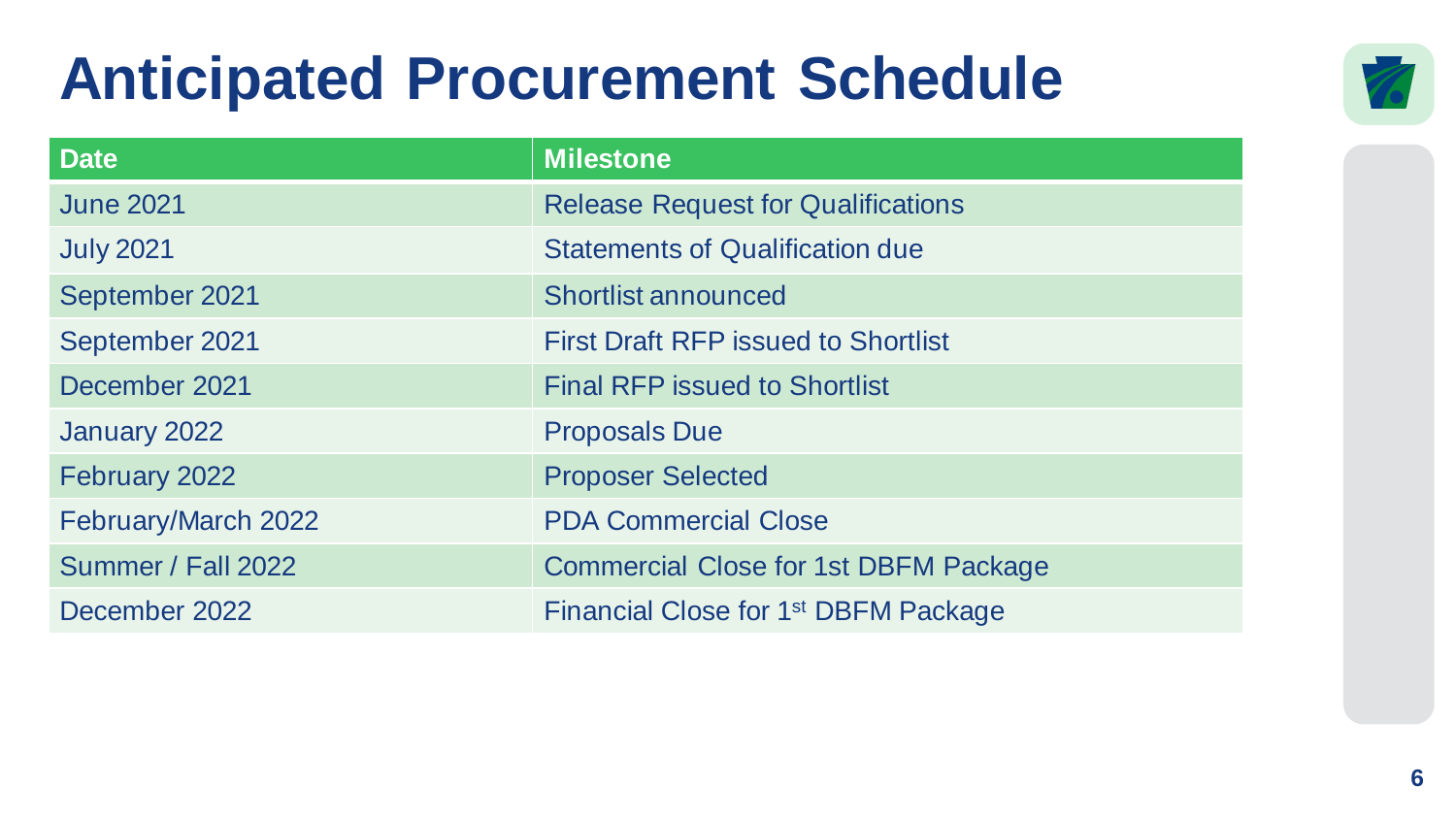# Anticipated Procurement Schedule

| Date | Milestone |
|---|---|
| June 2021 | Release Request for Qualifications |
| July 2021 | Statements of Qualification due |
| September 2021 | Shortlist announced |
| September 2021 | First Draft RFP issued to Shortlist |
| December 2021 | Final RFP issued to Shortlist |
| January 2022 | Proposals Due |
| February 2022 | Proposer Selected |
| February/March 2022 | PDA Commercial Close |
| Summer / Fall 2022 | Commercial Close for 1st DBFM Package |
| December 2022 | Financial Close for 1st DBFM Package |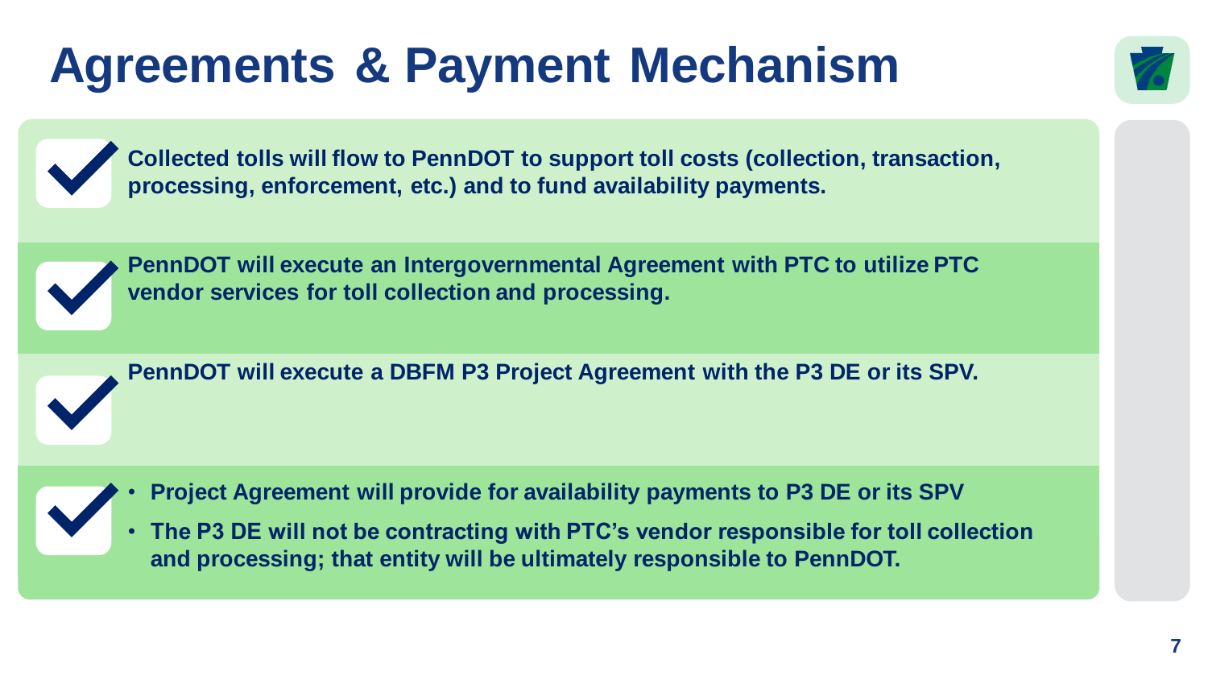# Agreements & Payment Mechanism

- Collected tolls will flow to PennDOT to support toll costs (collection, transaction, processing, enforcement, etc.) and to fund availability payments.
- PennDOT will execute an Intergovernmental Agreement with PTC to utilize PTC vendor services for toll collection and processing.
- PennDOT will execute a DBFM P3 Project Agreement with the P3 DE or its SPV.
- 
  - Project Agreement will provide for availability payments to P3 DE or its SPV
  - The P3 DE will not be contracting with PTC's vendor responsible for toll collection and processing; that entity will be ultimately responsible to PennDOT.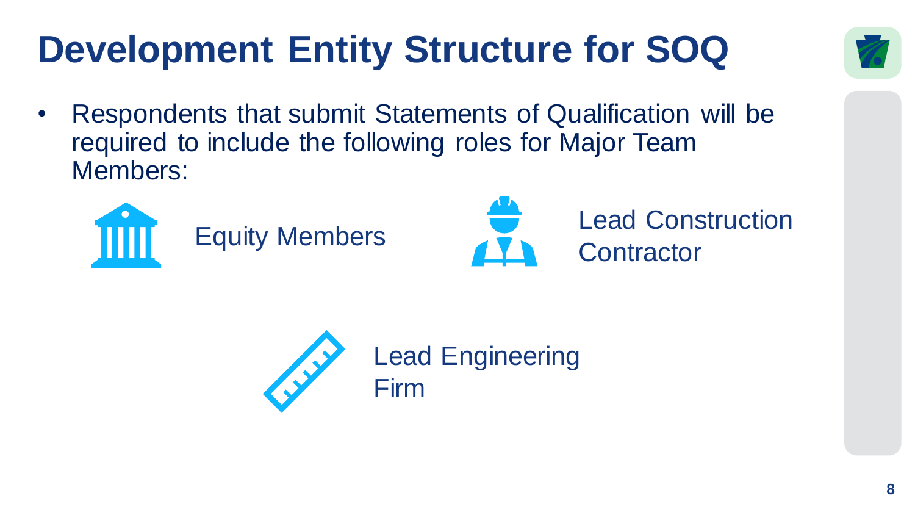# Development Entity Structure for SOQ

- Respondents that submit Statements of Qualification will be required to include the following roles for Major Team Members:

  - Equity Members
  - Lead Construction Contractor
  - Lead Engineering Firm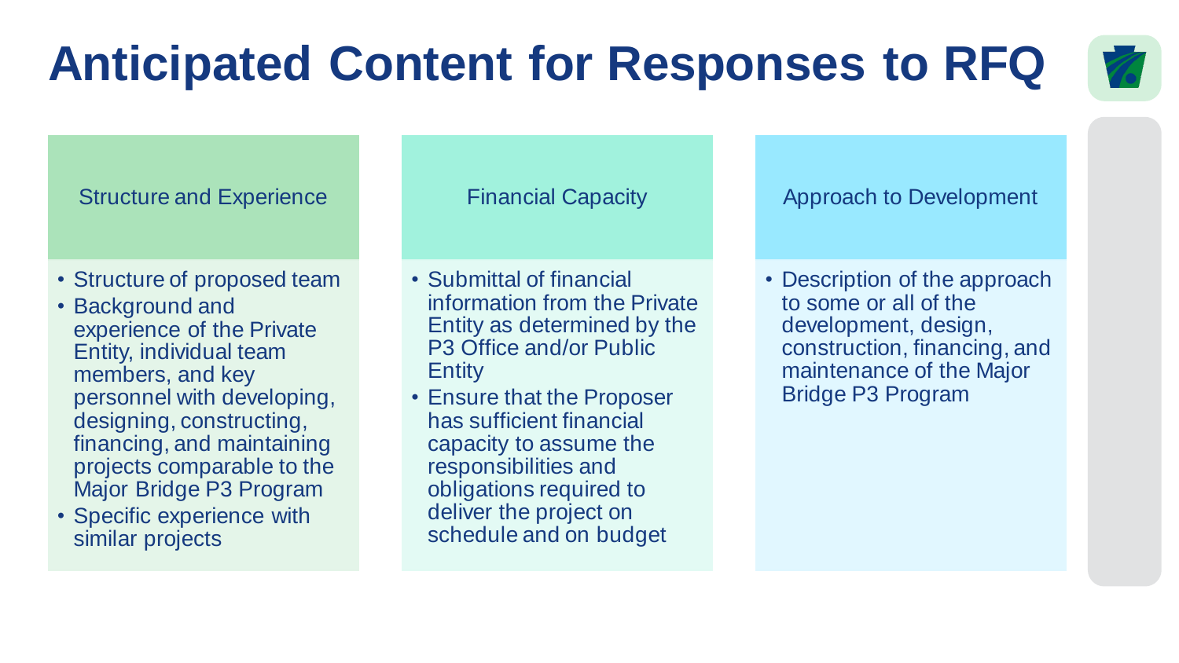# Anticipated Content for Responses to RFQ

## Structure and Experience

- Structure of proposed team
- Background and experience of the Private Entity, individual team members, and key personnel with developing, designing, constructing, financing, and maintaining projects comparable to the Major Bridge P3 Program
- Specific experience with similar projects

## Financial Capacity

- Submittal of financial information from the Private Entity as determined by the P3 Office and/or Public Entity
- Ensure that the Proposer has sufficient financial capacity to assume the responsibilities and obligations required to deliver the project on schedule and on budget

## Approach to Development

- Description of the approach to some or all of the development, design, construction, financing, and maintenance of the Major Bridge P3 Program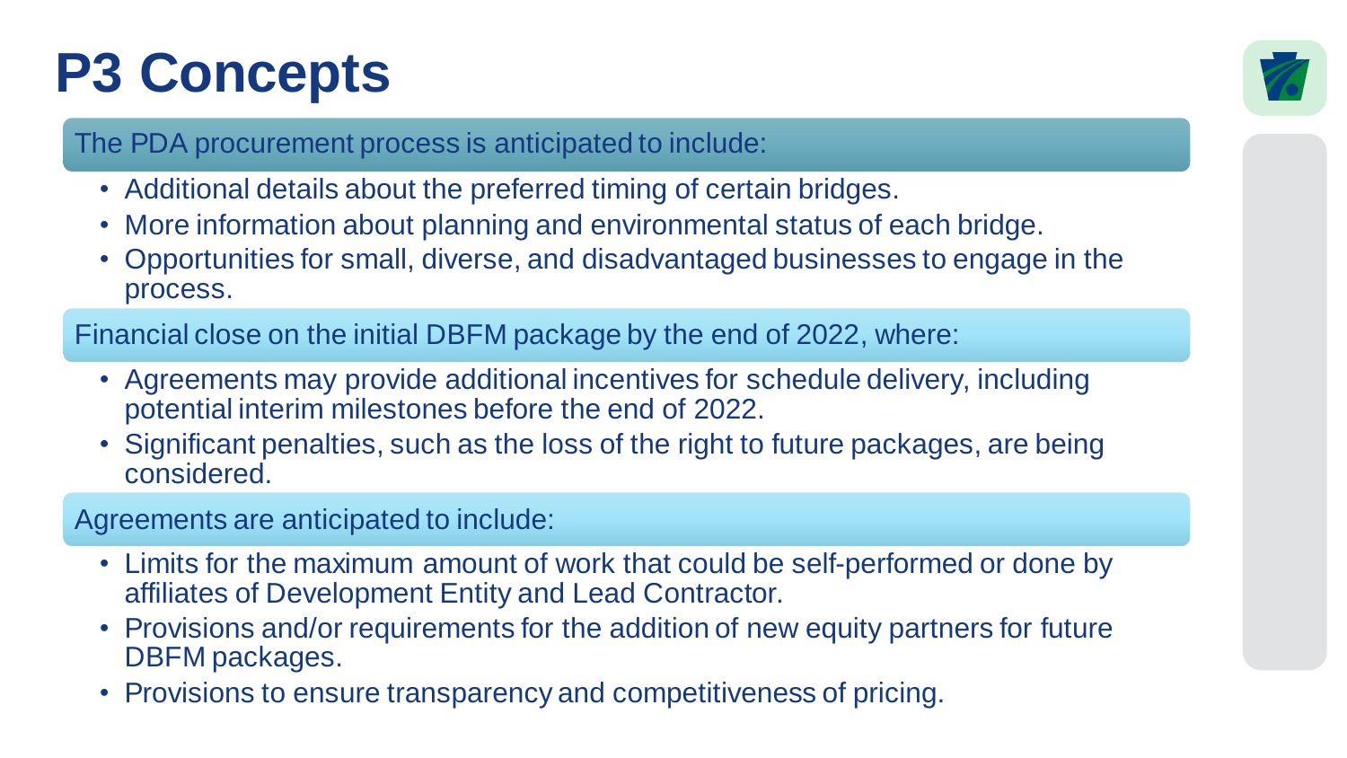# P3 Concepts

The PDA procurement process is anticipated to include:

- Additional details about the preferred timing of certain bridges.
- More information about planning and environmental status of each bridge.
- Opportunities for small, diverse, and disadvantaged businesses to engage in the process.

Financial close on the initial DBFM package by the end of 2022, where:

- Agreements may provide additional incentives for schedule delivery, including potential interim milestones before the end of 2022.
- Significant penalties, such as the loss of the right to future packages, are being considered.

Agreements are anticipated to include:

- Limits for the maximum amount of work that could be self-performed or done by affiliates of Development Entity and Lead Contractor.
- Provisions and/or requirements for the addition of new equity partners for future DBFM packages.
- Provisions to ensure transparency and competitiveness of pricing.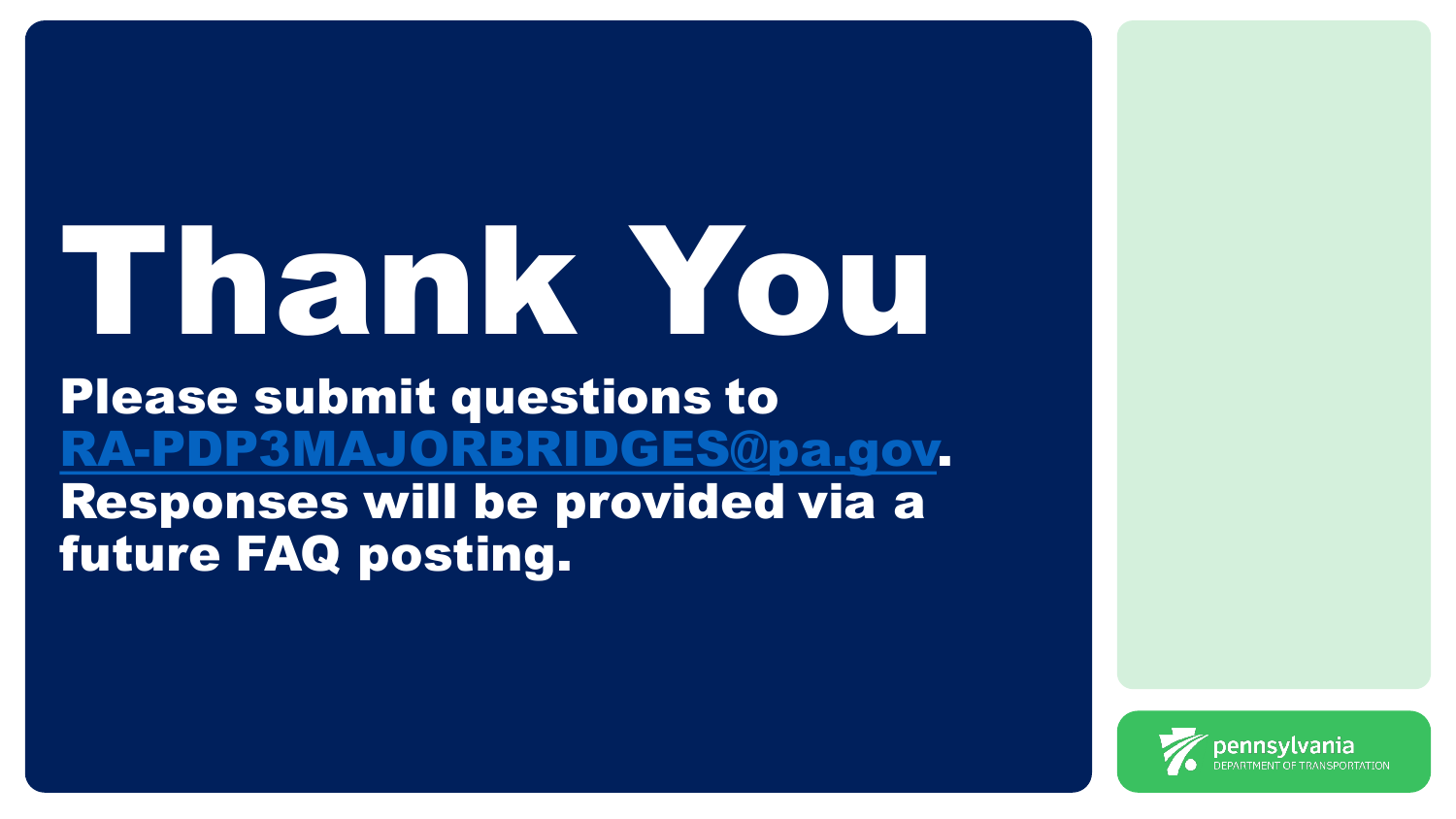# Thank You

**Please submit questions to RA-PDP3MAJORBRIDGES@pa.gov. Responses will be provided via a future FAQ posting.**

pennsylvania
DEPARTMENT OF TRANSPORTATION